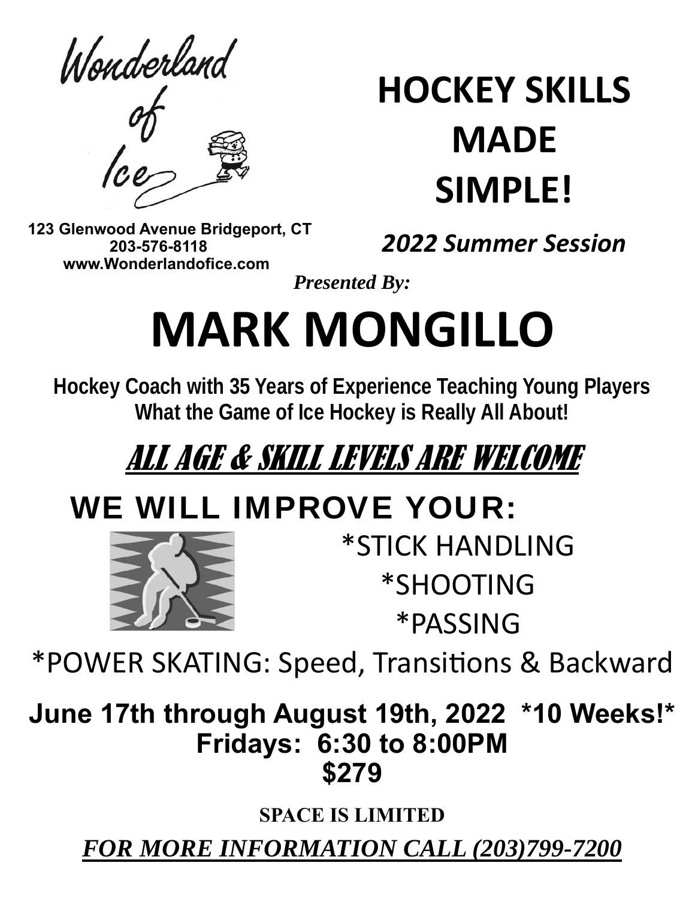Wonderland of Ice

123 Glenwood Avenue Bridgeport, CT
203-576-8118
www.Wonderlandofice.com

# HOCKEY SKILLS MADE SIMPLE!

***2022 Summer Session***

*Presented By:*

# MARK MONGILLO

**Hockey Coach with 35 Years of Experience Teaching Young Players What the Game of Ice Hockey is Really All About!**

## ALL AGE & SKILL LEVELS ARE WELCOME

## WE WILL IMPROVE YOUR:

*STICK HANDLING

*SHOOTING

*PASSING

*POWER SKATING: Speed, Transitions & Backward

**June 17th through August 19th, 2022 *10 Weeks!***

**Fridays: 6:30 to 8:00PM**

**$279**

**SPACE IS LIMITED**

***FOR MORE INFORMATION CALL (203)799-7200***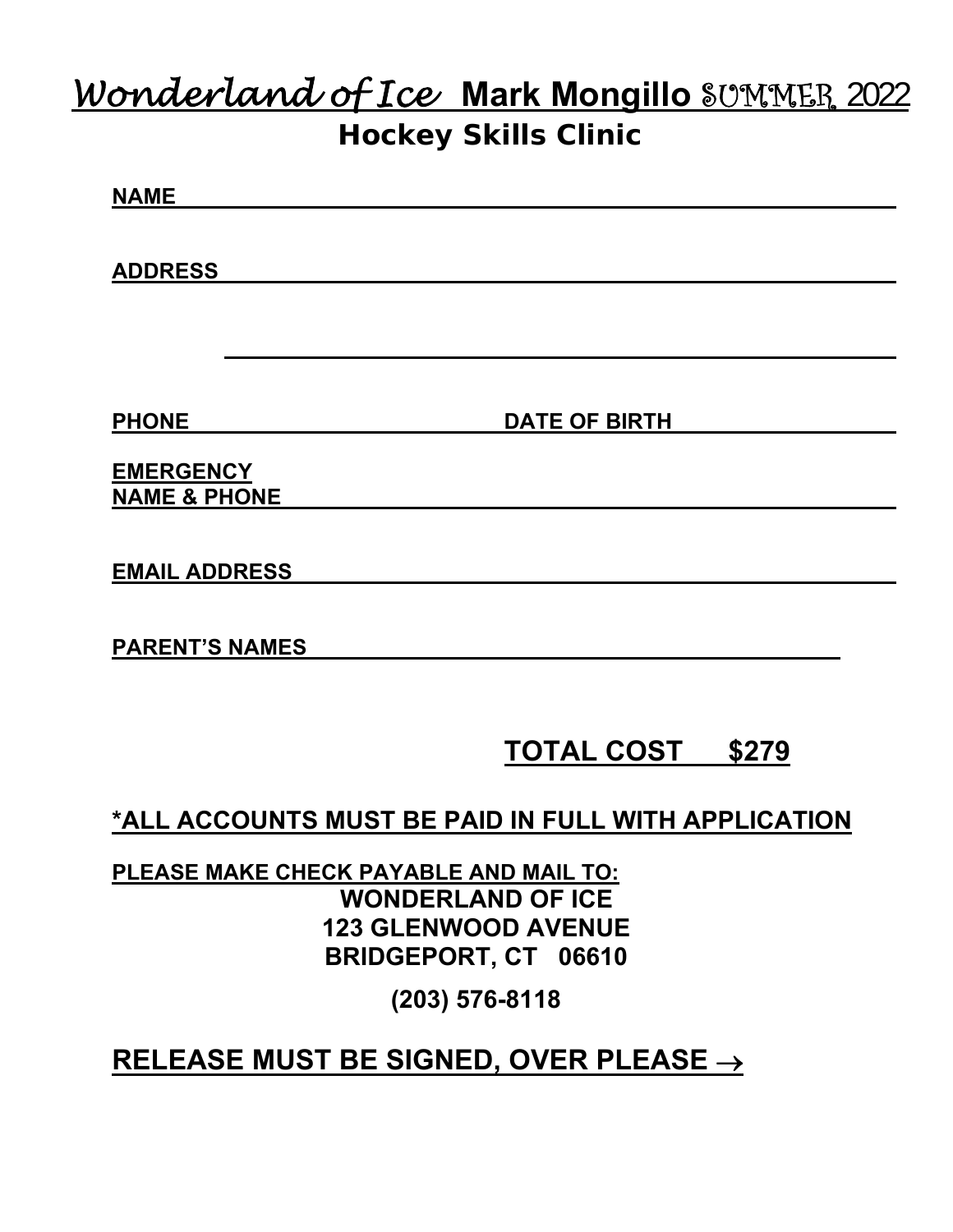# *Wonderland of Ice* **Mark Mongillo** SUMMER 2022

## Hockey Skills Clinic

**NAME** ______________________________________________

**ADDRESS** ______________________________________________

______________________________________________

**PHONE** ______________________ **DATE OF BIRTH** ______________________

**EMERGENCY NAME & PHONE** ______________________________________________

**EMAIL ADDRESS** ______________________________________________

**PARENT'S NAMES** ______________________________________________

**TOTAL COST $279**

**\*ALL ACCOUNTS MUST BE PAID IN FULL WITH APPLICATION**

**PLEASE MAKE CHECK PAYABLE AND MAIL TO:**

**WONDERLAND OF ICE**
**123 GLENWOOD AVENUE**
**BRIDGEPORT, CT 06610**

**(203) 576-8118**

**RELEASE MUST BE SIGNED, OVER PLEASE →**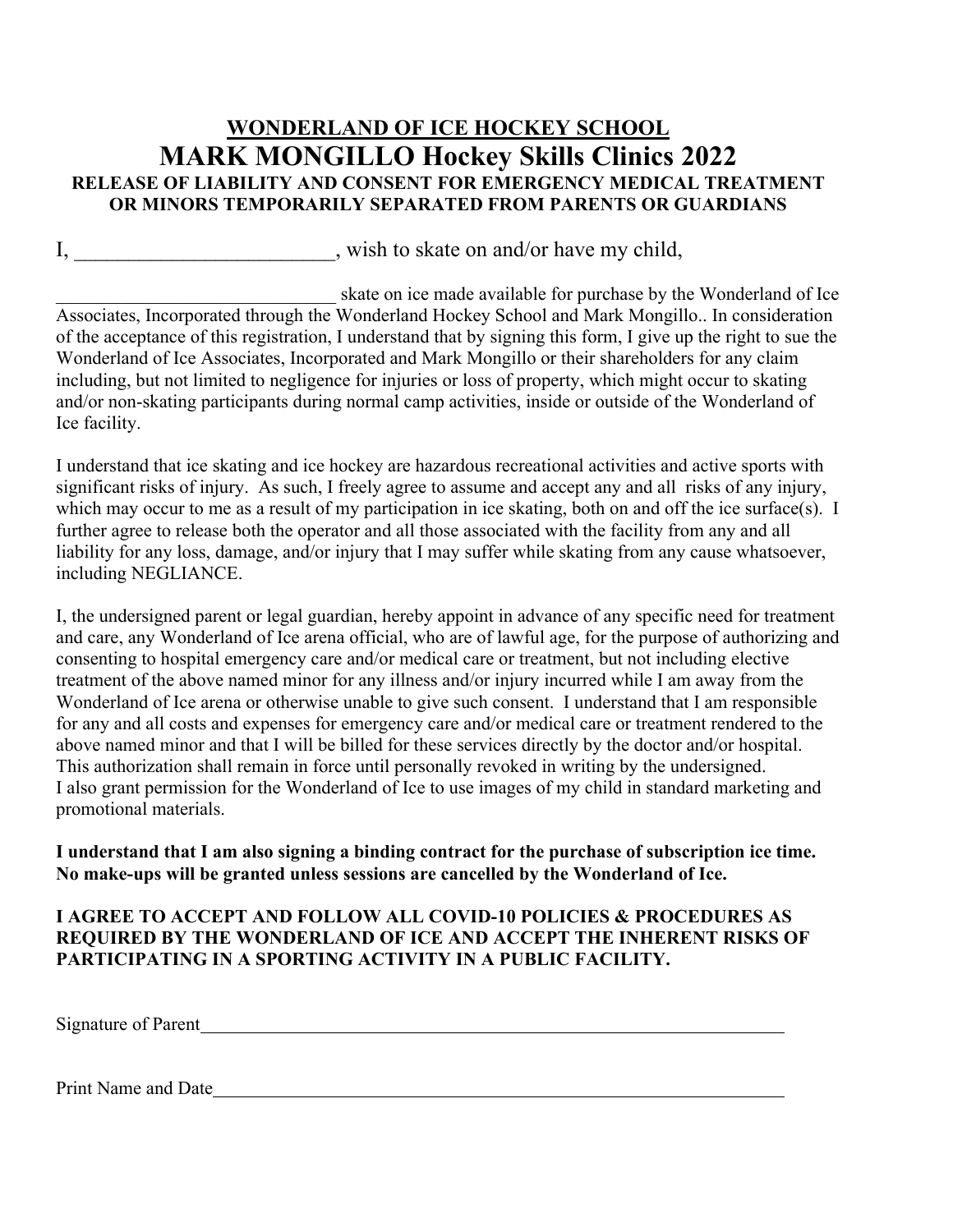## WONDERLAND OF ICE HOCKEY SCHOOL

# MARK MONGILLO Hockey Skills Clinics 2022

### RELEASE OF LIABILITY AND CONSENT FOR EMERGENCY MEDICAL TREATMENT OR MINORS TEMPORARILY SEPARATED FROM PARENTS OR GUARDIANS

I, ________________________, wish to skate on and/or have my child,

_____________________________ skate on ice made available for purchase by the Wonderland of Ice Associates, Incorporated through the Wonderland Hockey School and Mark Mongillo.. In consideration of the acceptance of this registration, I understand that by signing this form, I give up the right to sue the Wonderland of Ice Associates, Incorporated and Mark Mongillo or their shareholders for any claim including, but not limited to negligence for injuries or loss of property, which might occur to skating and/or non-skating participants during normal camp activities, inside or outside of the Wonderland of Ice facility.

I understand that ice skating and ice hockey are hazardous recreational activities and active sports with significant risks of injury. As such, I freely agree to assume and accept any and all risks of any injury, which may occur to me as a result of my participation in ice skating, both on and off the ice surface(s). I further agree to release both the operator and all those associated with the facility from any and all liability for any loss, damage, and/or injury that I may suffer while skating from any cause whatsoever, including NEGLIANCE.

I, the undersigned parent or legal guardian, hereby appoint in advance of any specific need for treatment and care, any Wonderland of Ice arena official, who are of lawful age, for the purpose of authorizing and consenting to hospital emergency care and/or medical care or treatment, but not including elective treatment of the above named minor for any illness and/or injury incurred while I am away from the Wonderland of Ice arena or otherwise unable to give such consent. I understand that I am responsible for any and all costs and expenses for emergency care and/or medical care or treatment rendered to the above named minor and that I will be billed for these services directly by the doctor and/or hospital. This authorization shall remain in force until personally revoked in writing by the undersigned.
I also grant permission for the Wonderland of Ice to use images of my child in standard marketing and promotional materials.

**I understand that I am also signing a binding contract for the purchase of subscription ice time. No make-ups will be granted unless sessions are cancelled by the Wonderland of Ice.**

**I AGREE TO ACCEPT AND FOLLOW ALL COVID-10 POLICIES & PROCEDURES AS REQUIRED BY THE WONDERLAND OF ICE AND ACCEPT THE INHERENT RISKS OF PARTICIPATING IN A SPORTING ACTIVITY IN A PUBLIC FACILITY.**

Signature of Parent_______________________________________________________

Print Name and Date_______________________________________________________